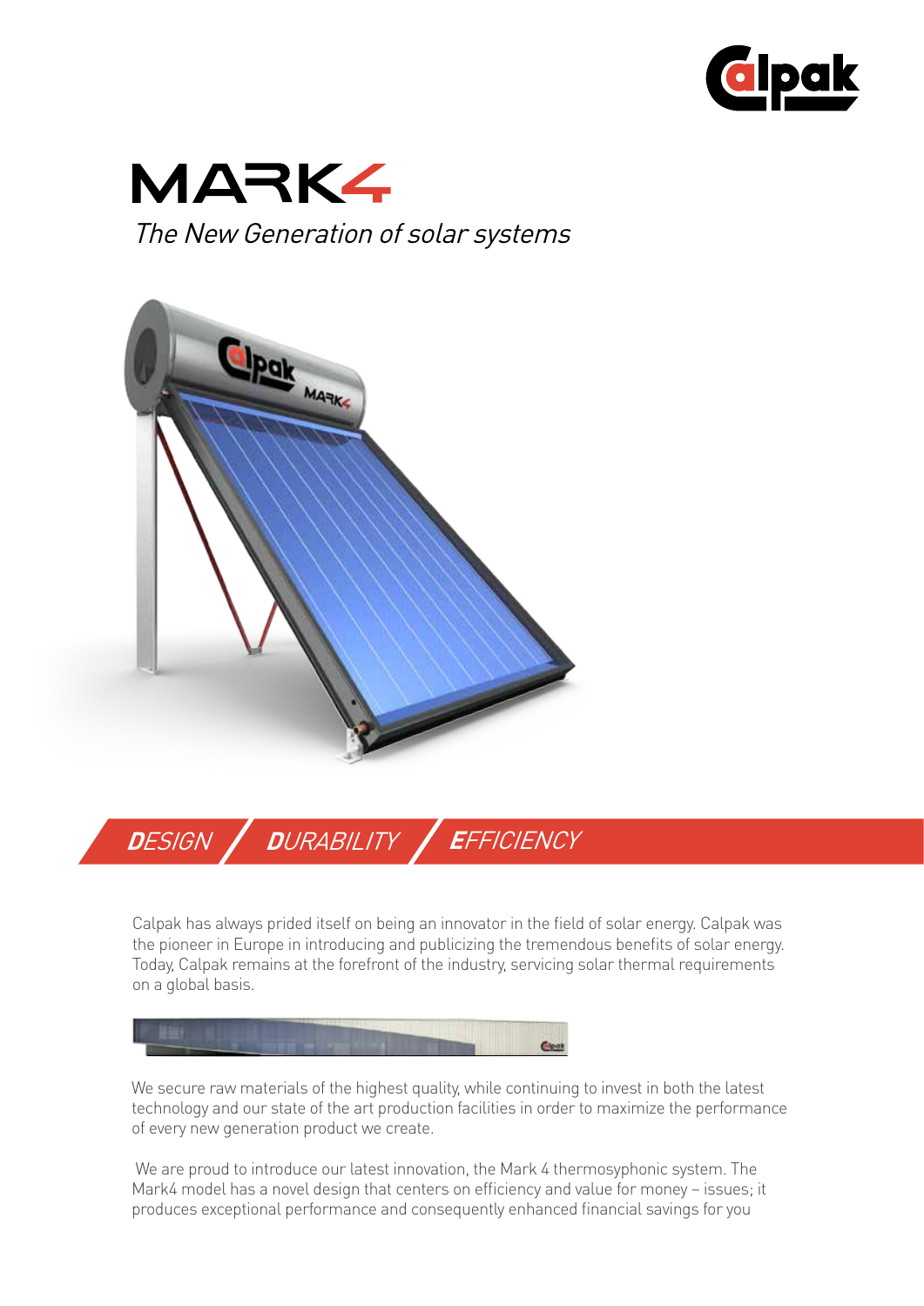# MARK4

*The New Generation of solar systems*

***D**ESIGN* / ***D**URABILITY* / ***E**FFICIENCY*

Calpak has always prided itself on being an innovator in the field of solar energy. Calpak was the pioneer in Europe in introducing and publicizing the tremendous benefits of solar energy. Today, Calpak remains at the forefront of the industry, servicing solar thermal requirements on a global basis.

We secure raw materials of the highest quality, while continuing to invest in both the latest technology and our state of the art production facilities in order to maximize the performance of every new generation product we create.

We are proud to introduce our latest innovation, the Mark 4 thermosyphonic system. The Mark4 model has a novel design that centers on efficiency and value for money – issues; it produces exceptional performance and consequently enhanced financial savings for you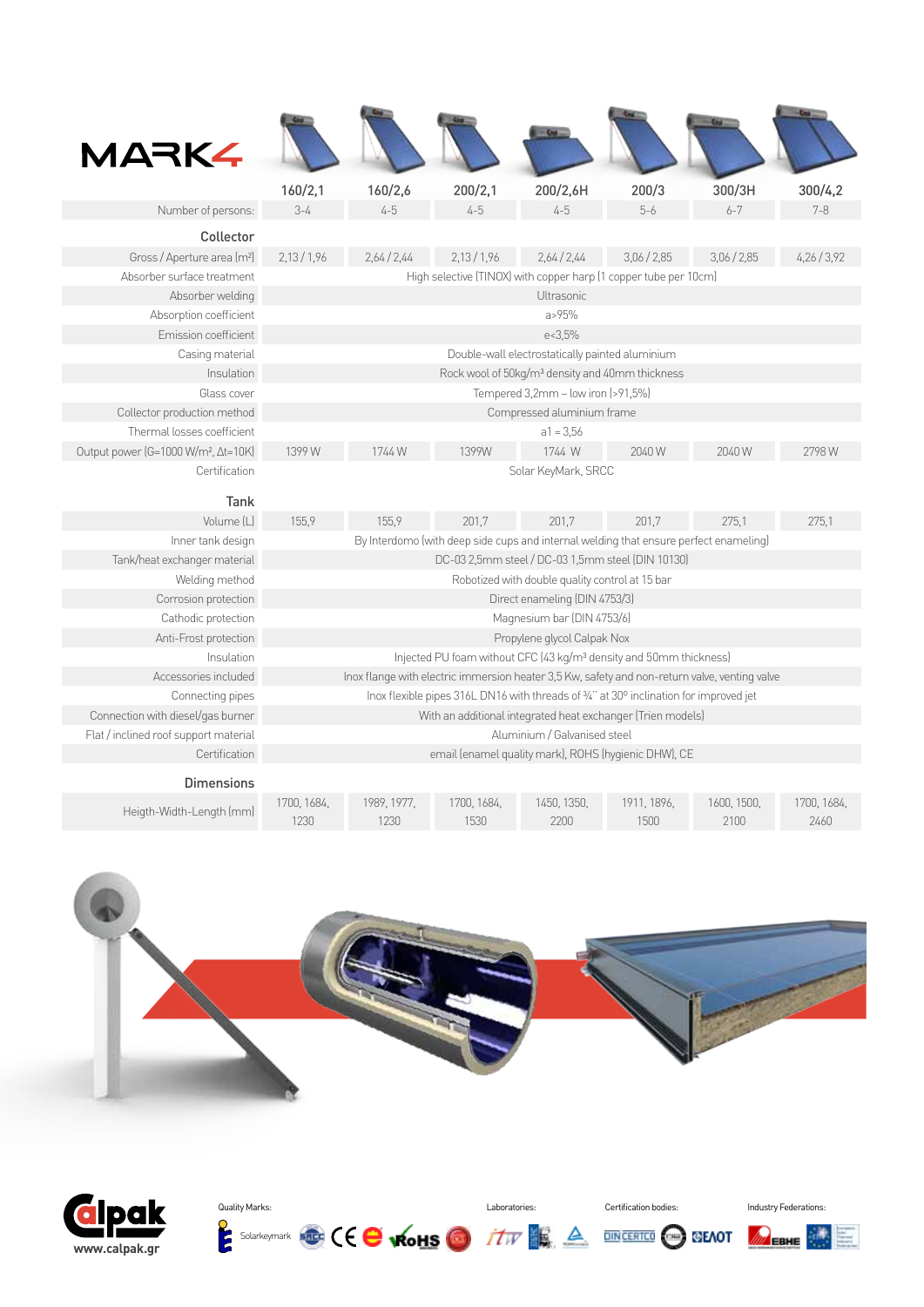# MARK4

| | 160/2,1 | 160/2,6 | 200/2,1 | 200/2,6H | 200/3 | 300/3H | 300/4,2 |
|---|---|---|---|---|---|---|---|
| Number of persons: | 3-4 | 4-5 | 4-5 | 4-5 | 5-6 | 6-7 | 7-8 |
| **Collector** | | | | | | | |
| Gross / Aperture area [m²] | 2,13 / 1,96 | 2,64 / 2,44 | 2,13 / 1,96 | 2,64 / 2,44 | 3,06 / 2,85 | 3,06 / 2,85 | 4,26 / 3,92 |
| Absorber surface treatment | High selective (TINOX) with copper harp (1 copper tube per 10cm) | | | | | | |
| Absorber welding | Ultrasonic | | | | | | |
| Absorption coefficient | a>95% | | | | | | |
| Emission coefficient | e<3,5% | | | | | | |
| Casing material | Double-wall electrostatically painted aluminium | | | | | | |
| Insulation | Rock wool of 50kg/m³ density and 40mm thickness | | | | | | |
| Glass cover | Tempered 3,2mm – low iron (>91,5%) | | | | | | |
| Collector production method | Compressed aluminium frame | | | | | | |
| Thermal losses coefficient | a1 = 3,56 | | | | | | |
| Output power (G=1000 W/m², Δt=10K) | 1399 W | 1744 W | 1399W | 1744 W | 2040 W | 2040 W | 2798 W |
| Certification | Solar KeyMark, SRCC | | | | | | |
| **Tank** | | | | | | | |
| Volume (L) | 155,9 | 155,9 | 201,7 | 201,7 | 201,7 | 275,1 | 275,1 |
| Inner tank design | By Interdomo (with deep side cups and internal welding that ensure perfect enameling) | | | | | | |
| Tank/heat exchanger material | DC-03 2,5mm steel / DC-03 1,5mm steel (DIN 10130) | | | | | | |
| Welding method | Robotized with double quality control at 15 bar | | | | | | |
| Corrosion protection | Direct enameling (DIN 4753/3) | | | | | | |
| Cathodic protection | Magnesium bar (DIN 4753/6) | | | | | | |
| Anti-Frost protection | Propylene glycol Calpak Nox | | | | | | |
| Insulation | Injected PU foam without CFC (43 kg/m³ density and 50mm thickness) | | | | | | |
| Accessories included | Inox flange with electric immersion heater 3,5 Kw, safety and non-return valve, venting valve | | | | | | |
| Connecting pipes | Inox flexible pipes 316L DN16 with threads of ¾'' at 30º inclination for improved jet | | | | | | |
| Connection with diesel/gas burner | With an additional integrated heat exchanger (Trien models) | | | | | | |
| Flat / inclined roof support material | Aluminium / Galvanised steel | | | | | | |
| Certification | email (enamel quality mark), ROHS (hygienic DHW), CE | | | | | | |
| **Dimensions** | | | | | | | |
| Heigth-Width-Length (mm) | 1700, 1684, 1230 | 1989, 1977, 1230 | 1700, 1684, 1530 | 1450, 1350, 2200 | 1911, 1896, 1500 | 1600, 1500, 2100 | 1700, 1684, 2460 |

Calpak
www.calpak.gr

Quality Marks: Solarkeymark

Laboratories:

Certification bodies:

Industry Federations: